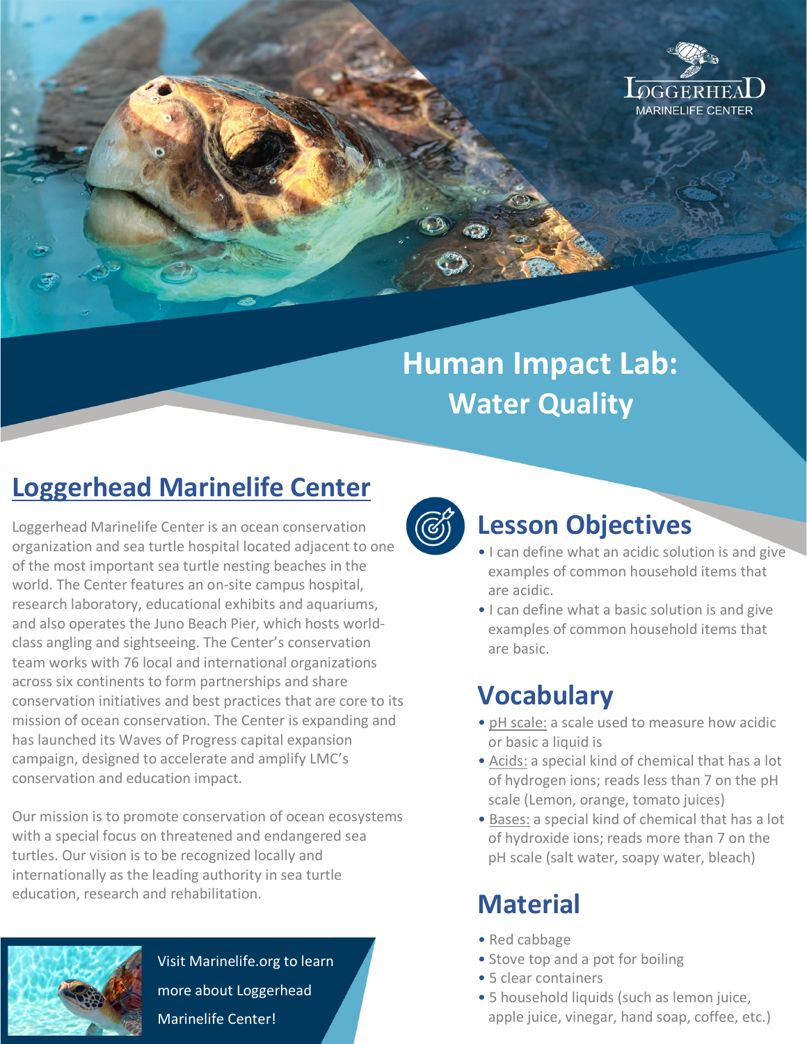LOGGERHEAD MARINELIFE CENTER

# Human Impact Lab: Water Quality

## Loggerhead Marinelife Center

Loggerhead Marinelife Center is an ocean conservation organization and sea turtle hospital located adjacent to one of the most important sea turtle nesting beaches in the world. The Center features an on-site campus hospital, research laboratory, educational exhibits and aquariums, and also operates the Juno Beach Pier, which hosts world-class angling and sightseeing. The Center's conservation team works with 76 local and international organizations across six continents to form partnerships and share conservation initiatives and best practices that are core to its mission of ocean conservation. The Center is expanding and has launched its Waves of Progress capital expansion campaign, designed to accelerate and amplify LMC's conservation and education impact.

Our mission is to promote conservation of ocean ecosystems with a special focus on threatened and endangered sea turtles. Our vision is to be recognized locally and internationally as the leading authority in sea turtle education, research and rehabilitation.

Visit Marinelife.org to learn more about Loggerhead Marinelife Center!

## Lesson Objectives

- I can define what an acidic solution is and give examples of common household items that are acidic.
- I can define what a basic solution is and give examples of common household items that are basic.

## Vocabulary

- pH scale: a scale used to measure how acidic or basic a liquid is
- Acids: a special kind of chemical that has a lot of hydrogen ions; reads less than 7 on the pH scale (Lemon, orange, tomato juices)
- Bases: a special kind of chemical that has a lot of hydroxide ions; reads more than 7 on the pH scale (salt water, soapy water, bleach)

## Material

- Red cabbage
- Stove top and a pot for boiling
- 5 clear containers
- 5 household liquids (such as lemon juice, apple juice, vinegar, hand soap, coffee, etc.)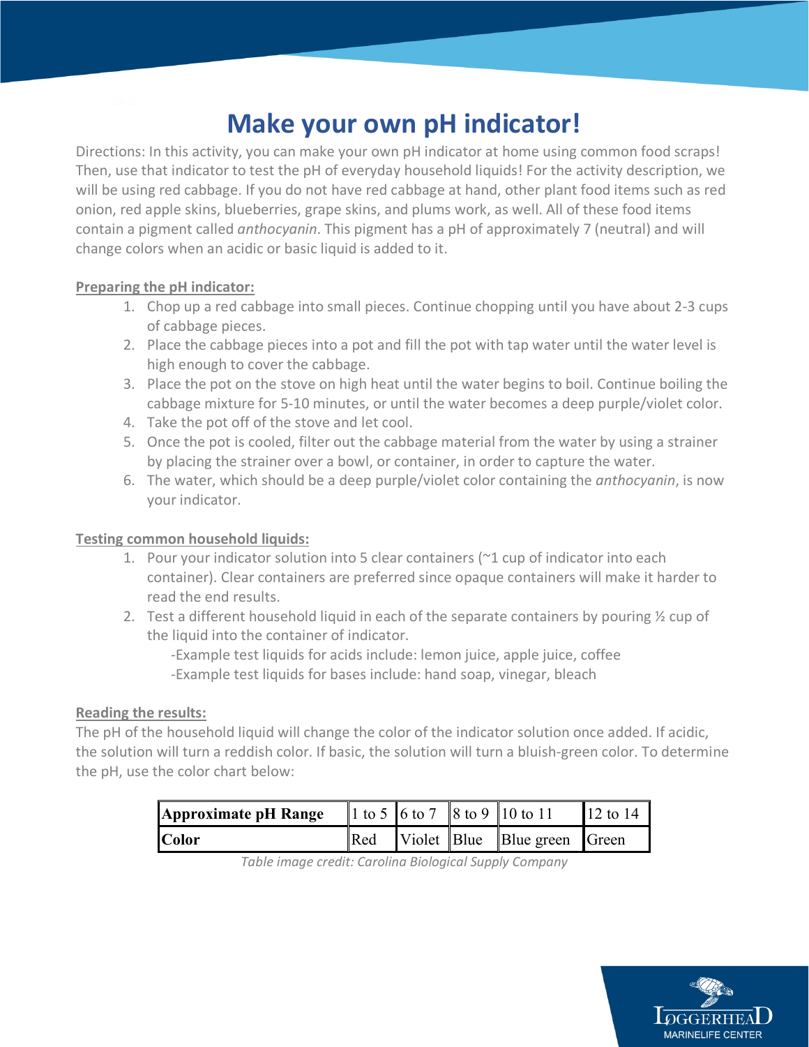# Make your own pH indicator!

Directions: In this activity, you can make your own pH indicator at home using common food scraps! Then, use that indicator to test the pH of everyday household liquids! For the activity description, we will be using red cabbage. If you do not have red cabbage at hand, other plant food items such as red onion, red apple skins, blueberries, grape skins, and plums work, as well. All of these food items contain a pigment called *anthocyanin*. This pigment has a pH of approximately 7 (neutral) and will change colors when an acidic or basic liquid is added to it.

**Preparing the pH indicator:**

1. Chop up a red cabbage into small pieces. Continue chopping until you have about 2-3 cups of cabbage pieces.
2. Place the cabbage pieces into a pot and fill the pot with tap water until the water level is high enough to cover the cabbage.
3. Place the pot on the stove on high heat until the water begins to boil. Continue boiling the cabbage mixture for 5-10 minutes, or until the water becomes a deep purple/violet color.
4. Take the pot off of the stove and let cool.
5. Once the pot is cooled, filter out the cabbage material from the water by using a strainer by placing the strainer over a bowl, or container, in order to capture the water.
6. The water, which should be a deep purple/violet color containing the *anthocyanin*, is now your indicator.

**Testing common household liquids:**

1. Pour your indicator solution into 5 clear containers (~1 cup of indicator into each container). Clear containers are preferred since opaque containers will make it harder to read the end results.
2. Test a different household liquid in each of the separate containers by pouring ½ cup of the liquid into the container of indicator.
   -Example test liquids for acids include: lemon juice, apple juice, coffee
   -Example test liquids for bases include: hand soap, vinegar, bleach

**Reading the results:**

The pH of the household liquid will change the color of the indicator solution once added. If acidic, the solution will turn a reddish color. If basic, the solution will turn a bluish-green color. To determine the pH, use the color chart below:

| **Approximate pH Range** | 1 to 5 | 6 to 7 | 8 to 9 | 10 to 11 | 12 to 14 |
|---|---|---|---|---|---|
| **Color** | Red | Violet | Blue | Blue green | Green |

*Table image credit: Carolina Biological Supply Company*